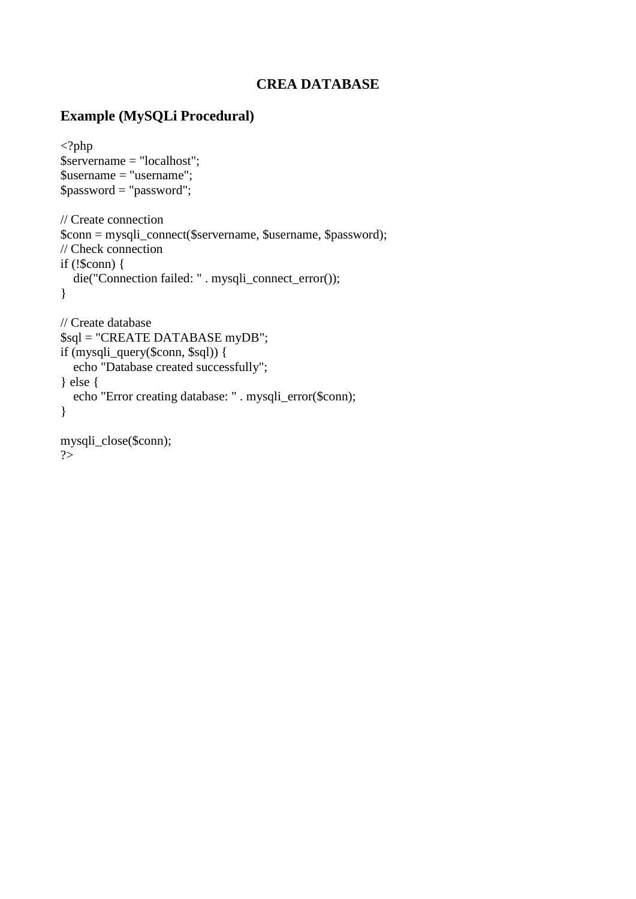# CREA DATABASE

## Example (MySQLi Procedural)

```php
<?php
$servername = "localhost";
$username = "username";
$password = "password";

// Create connection
$conn = mysqli_connect($servername, $username, $password);
// Check connection
if (!$conn) {
   die("Connection failed: " . mysqli_connect_error());
}

// Create database
$sql = "CREATE DATABASE myDB";
if (mysqli_query($conn, $sql)) {
   echo "Database created successfully";
} else {
   echo "Error creating database: " . mysqli_error($conn);
}

mysqli_close($conn);
?>
```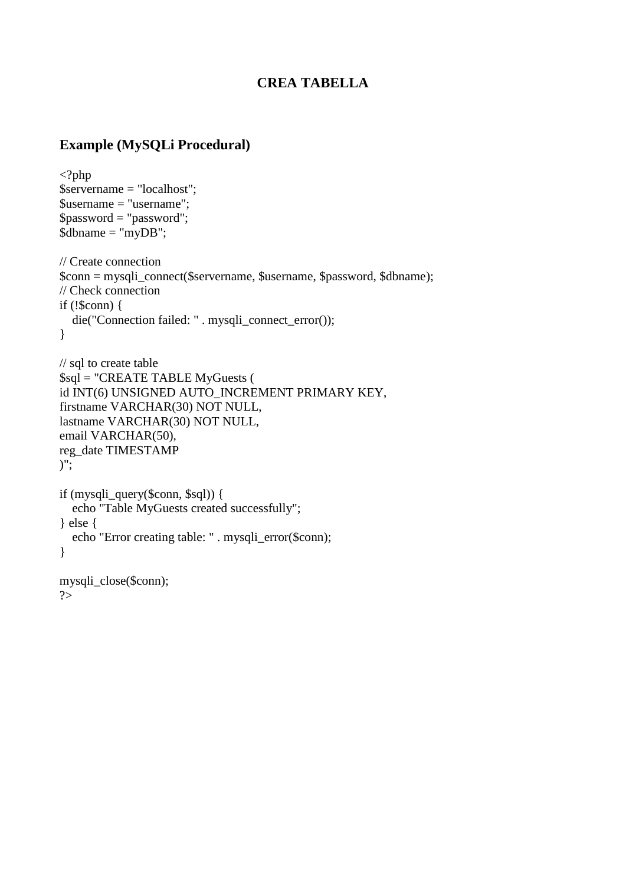# CREA TABELLA

## Example (MySQLi Procedural)

```php
<?php
$servername = "localhost";
$username = "username";
$password = "password";
$dbname = "myDB";

// Create connection
$conn = mysqli_connect($servername, $username, $password, $dbname);
// Check connection
if (!$conn) {
   die("Connection failed: " . mysqli_connect_error());
}

// sql to create table
$sql = "CREATE TABLE MyGuests (
id INT(6) UNSIGNED AUTO_INCREMENT PRIMARY KEY,
firstname VARCHAR(30) NOT NULL,
lastname VARCHAR(30) NOT NULL,
email VARCHAR(50),
reg_date TIMESTAMP
)";

if (mysqli_query($conn, $sql)) {
   echo "Table MyGuests created successfully";
} else {
   echo "Error creating table: " . mysqli_error($conn);
}

mysqli_close($conn);
?>
```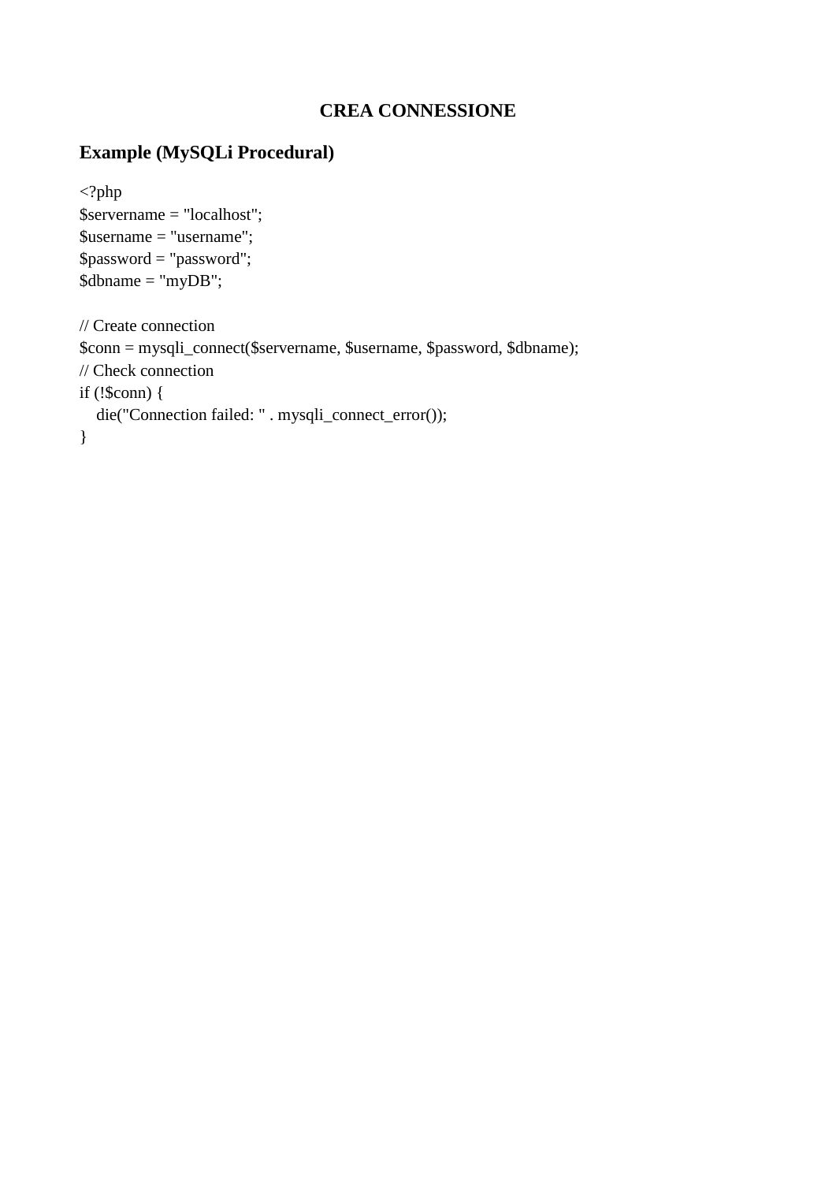# CREA CONNESSIONE

## Example (MySQLi Procedural)

```
<?php
$servername = "localhost";
$username = "username";
$password = "password";
$dbname = "myDB";

// Create connection
$conn = mysqli_connect($servername, $username, $password, $dbname);
// Check connection
if (!$conn) {
    die("Connection failed: " . mysqli_connect_error());
}
```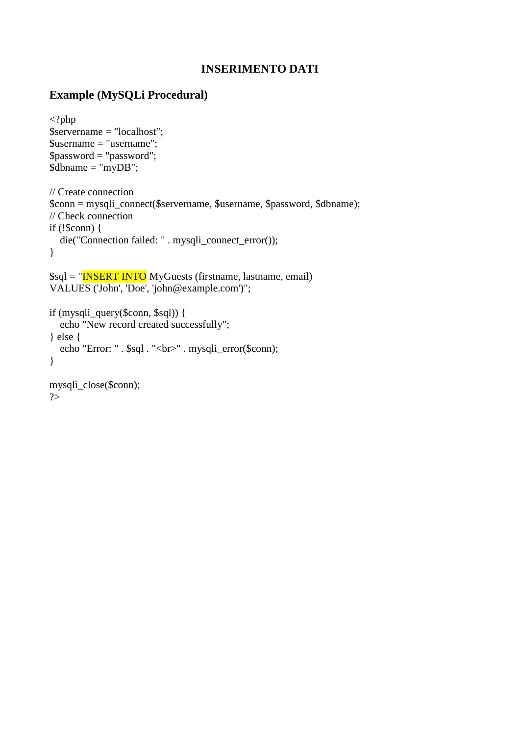# INSERIMENTO DATI

## Example (MySQLi Procedural)

```php
<?php
$servername = "localhost";
$username = "username";
$password = "password";
$dbname = "myDB";

// Create connection
$conn = mysqli_connect($servername, $username, $password, $dbname);
// Check connection
if (!$conn) {
    die("Connection failed: " . mysqli_connect_error());
}

$sql = "INSERT INTO MyGuests (firstname, lastname, email)
VALUES ('John', 'Doe', 'john@example.com')";

if (mysqli_query($conn, $sql)) {
    echo "New record created successfully";
} else {
    echo "Error: " . $sql . "<br>" . mysqli_error($conn);
}

mysqli_close($conn);
?>
```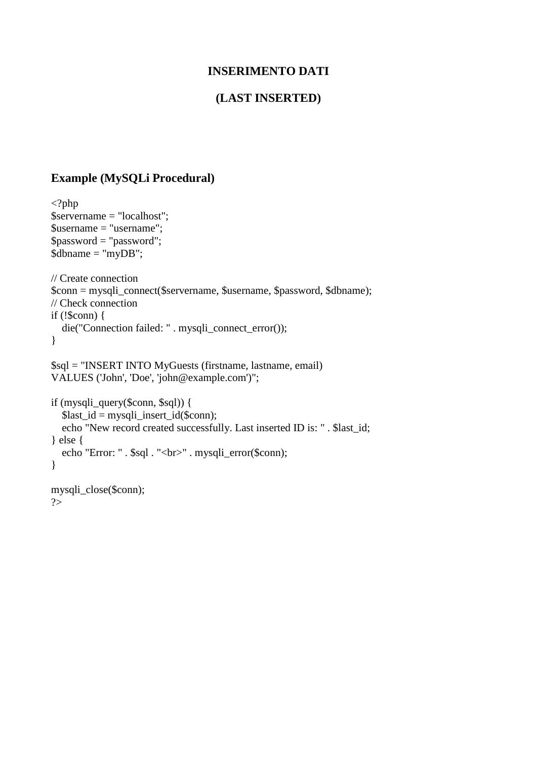# INSERIMENTO DATI

# (LAST INSERTED)

## Example (MySQLi Procedural)

```php
<?php
$servername = "localhost";
$username = "username";
$password = "password";
$dbname = "myDB";

// Create connection
$conn = mysqli_connect($servername, $username, $password, $dbname);
// Check connection
if (!$conn) {
   die("Connection failed: " . mysqli_connect_error());
}

$sql = "INSERT INTO MyGuests (firstname, lastname, email)
VALUES ('John', 'Doe', 'john@example.com')";

if (mysqli_query($conn, $sql)) {
   $last_id = mysqli_insert_id($conn);
   echo "New record created successfully. Last inserted ID is: " . $last_id;
} else {
   echo "Error: " . $sql . "<br>" . mysqli_error($conn);
}

mysqli_close($conn);
?>
```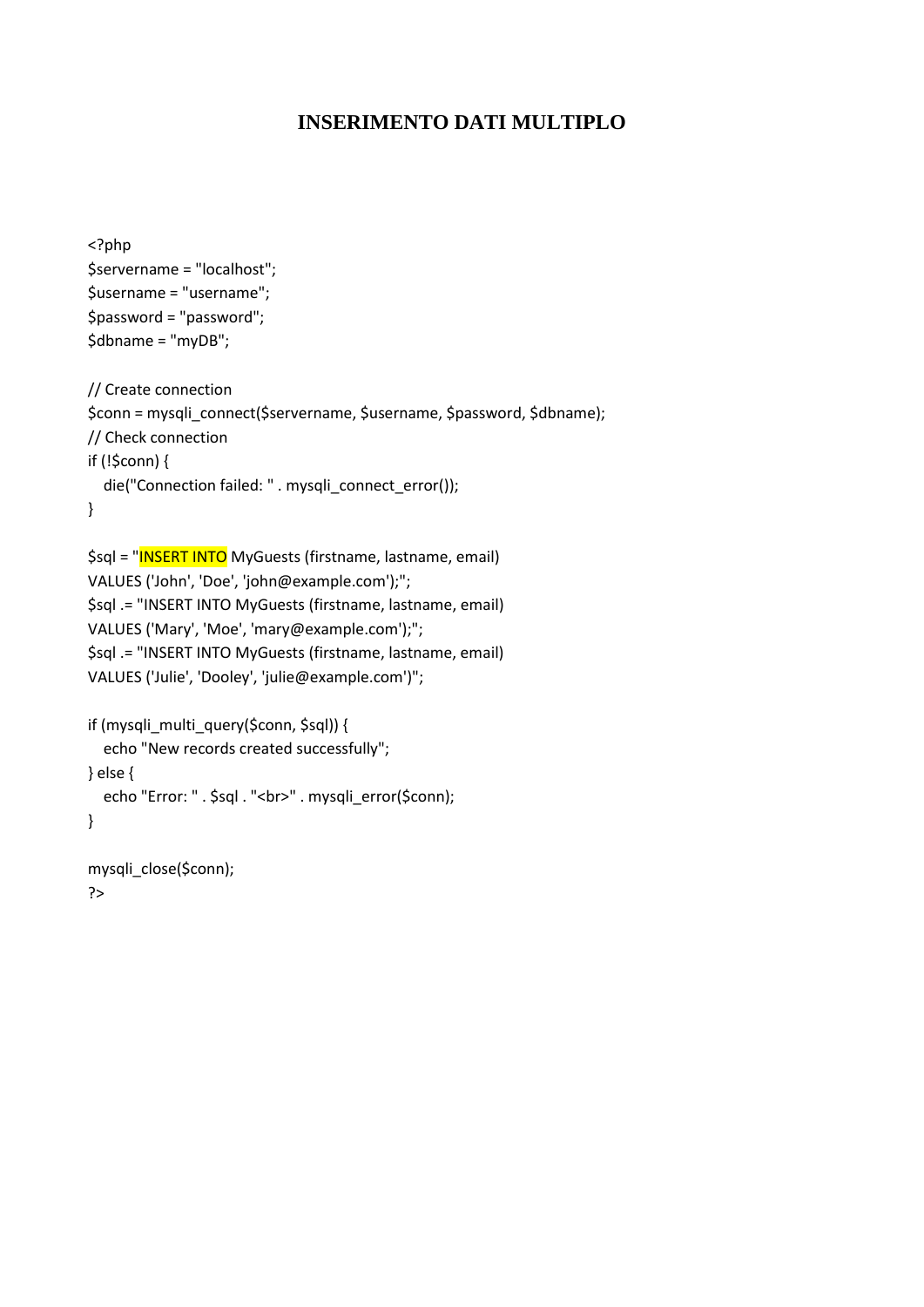# INSERIMENTO DATI MULTIPLO

```php
<?php
$servername = "localhost";
$username = "username";
$password = "password";
$dbname = "myDB";

// Create connection
$conn = mysqli_connect($servername, $username, $password, $dbname);
// Check connection
if (!$conn) {
    die("Connection failed: " . mysqli_connect_error());
}

$sql = "INSERT INTO MyGuests (firstname, lastname, email)
VALUES ('John', 'Doe', 'john@example.com');";
$sql .= "INSERT INTO MyGuests (firstname, lastname, email)
VALUES ('Mary', 'Moe', 'mary@example.com');";
$sql .= "INSERT INTO MyGuests (firstname, lastname, email)
VALUES ('Julie', 'Dooley', 'julie@example.com')";

if (mysqli_multi_query($conn, $sql)) {
    echo "New records created successfully";
} else {
    echo "Error: " . $sql . "<br>" . mysqli_error($conn);
}

mysqli_close($conn);
?>
```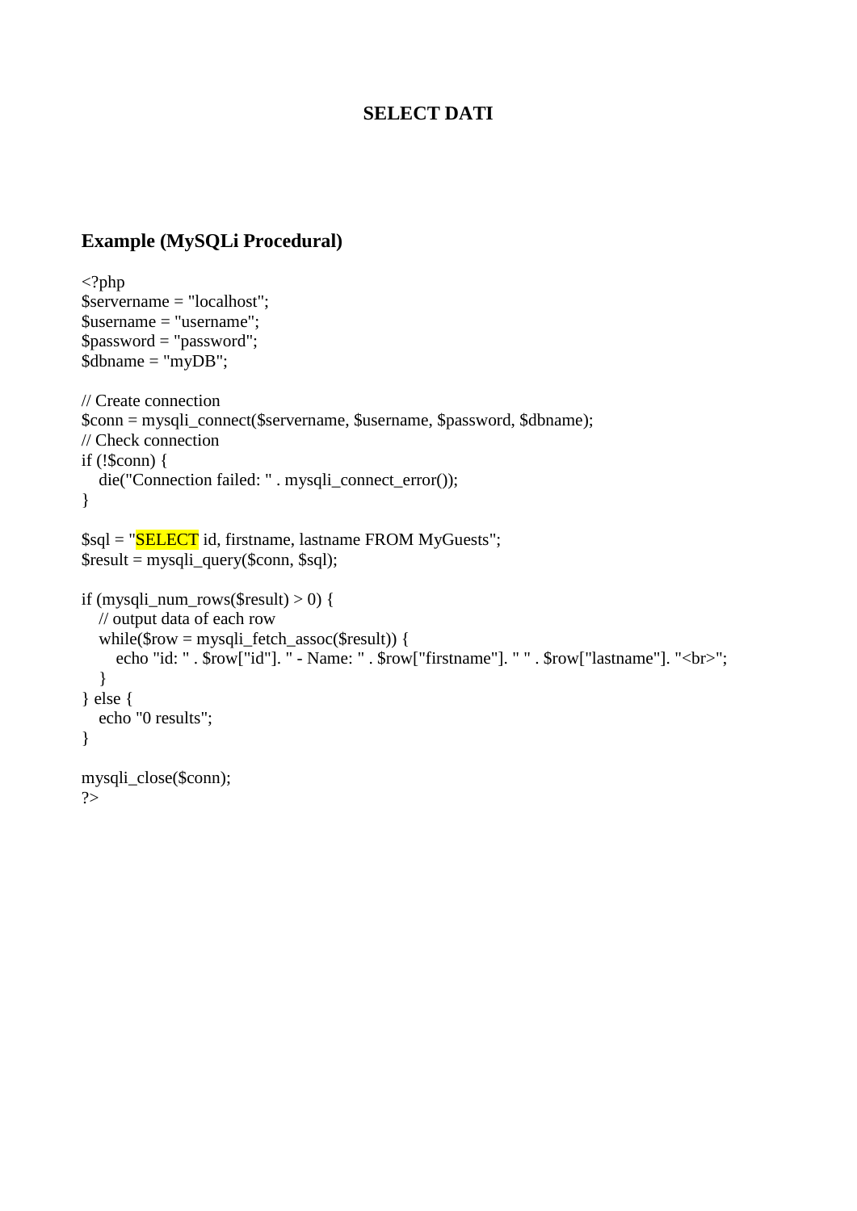# SELECT DATI

## Example (MySQLi Procedural)

```php
<?php
$servername = "localhost";
$username = "username";
$password = "password";
$dbname = "myDB";

// Create connection
$conn = mysqli_connect($servername, $username, $password, $dbname);
// Check connection
if (!$conn) {
    die("Connection failed: " . mysqli_connect_error());
}

$sql = "SELECT id, firstname, lastname FROM MyGuests";
$result = mysqli_query($conn, $sql);

if (mysqli_num_rows($result) > 0) {
    // output data of each row
    while($row = mysqli_fetch_assoc($result)) {
        echo "id: " . $row["id"]. " - Name: " . $row["firstname"]. " " . $row["lastname"]. "<br>";
    }
} else {
    echo "0 results";
}

mysqli_close($conn);
?>
```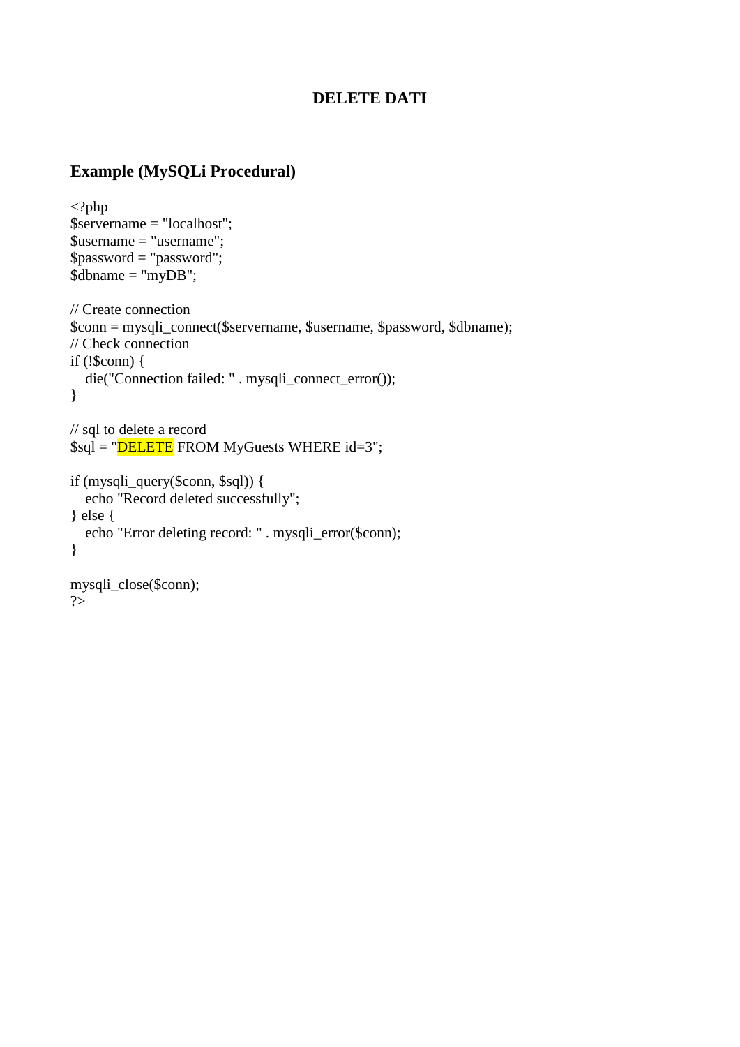# DELETE DATI

## Example (MySQLi Procedural)

```
<?php
$servername = "localhost";
$username = "username";
$password = "password";
$dbname = "myDB";

// Create connection
$conn = mysqli_connect($servername, $username, $password, $dbname);
// Check connection
if (!$conn) {
    die("Connection failed: " . mysqli_connect_error());
}

// sql to delete a record
$sql = "DELETE FROM MyGuests WHERE id=3";

if (mysqli_query($conn, $sql)) {
    echo "Record deleted successfully";
} else {
    echo "Error deleting record: " . mysqli_error($conn);
}

mysqli_close($conn);
?>
```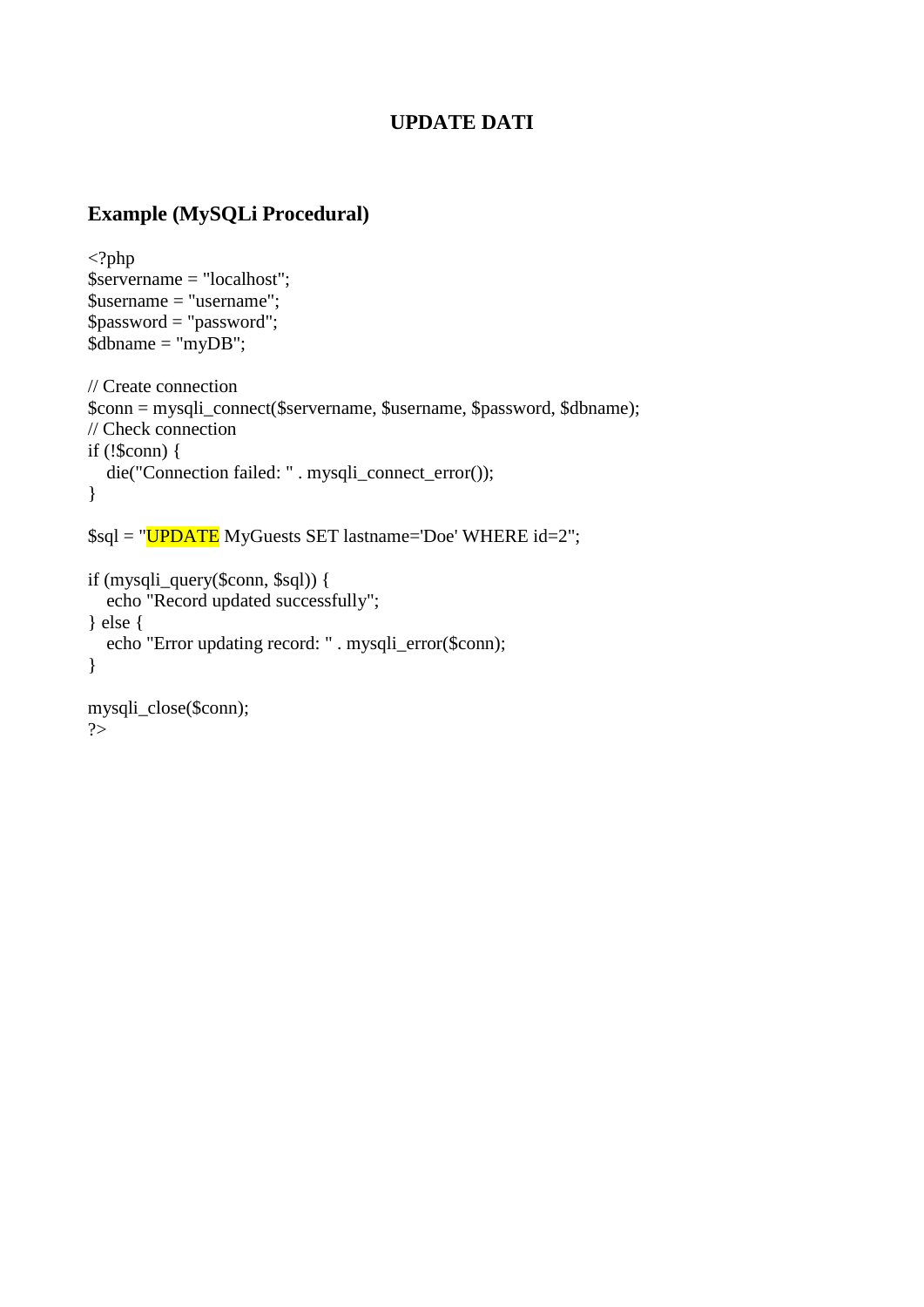# UPDATE DATI

## Example (MySQLi Procedural)

```php
<?php
$servername = "localhost";
$username = "username";
$password = "password";
$dbname = "myDB";

// Create connection
$conn = mysqli_connect($servername, $username, $password, $dbname);
// Check connection
if (!$conn) {
    die("Connection failed: " . mysqli_connect_error());
}

$sql = "UPDATE MyGuests SET lastname='Doe' WHERE id=2";

if (mysqli_query($conn, $sql)) {
    echo "Record updated successfully";
} else {
    echo "Error updating record: " . mysqli_error($conn);
}

mysqli_close($conn);
?>
```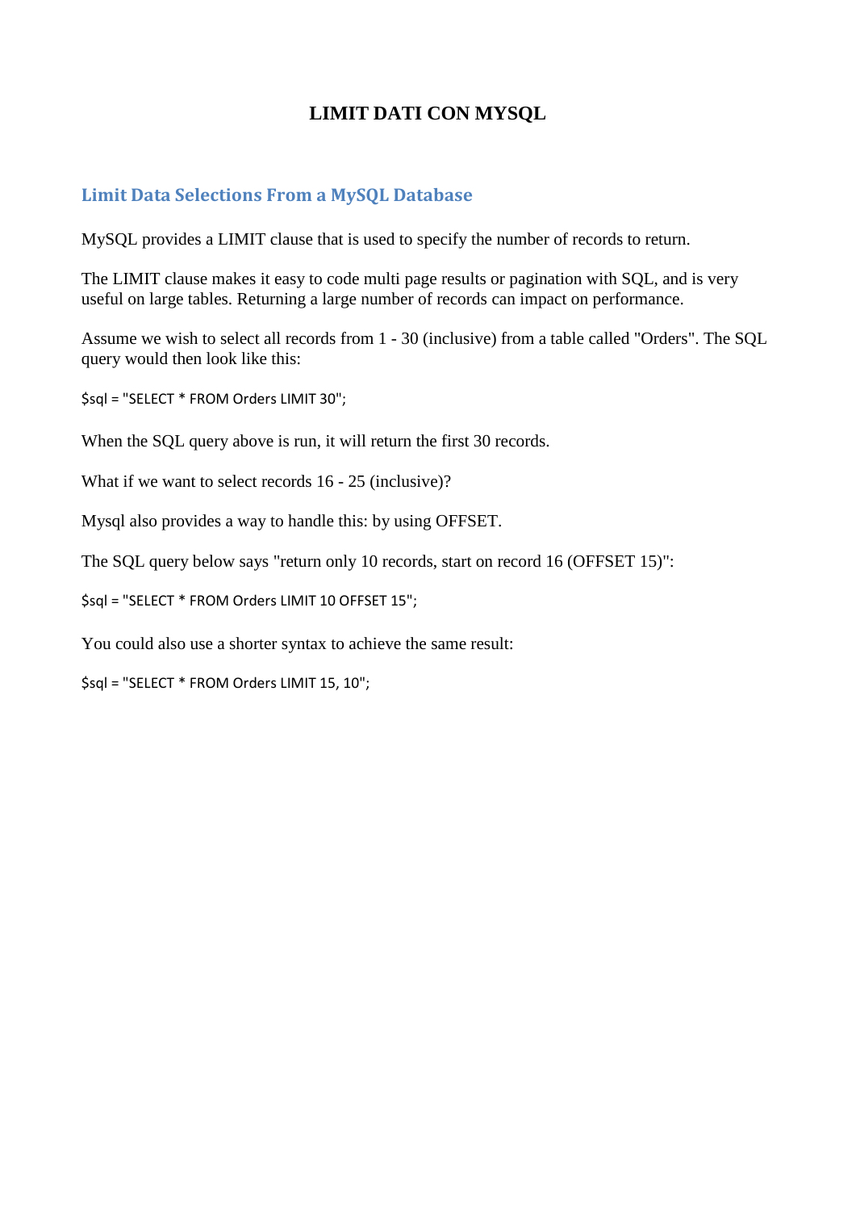# LIMIT DATI CON MYSQL

## Limit Data Selections From a MySQL Database

MySQL provides a LIMIT clause that is used to specify the number of records to return.

The LIMIT clause makes it easy to code multi page results or pagination with SQL, and is very useful on large tables. Returning a large number of records can impact on performance.

Assume we wish to select all records from 1 - 30 (inclusive) from a table called "Orders". The SQL query would then look like this:

```
$sql = "SELECT * FROM Orders LIMIT 30";
```

When the SQL query above is run, it will return the first 30 records.

What if we want to select records 16 - 25 (inclusive)?

Mysql also provides a way to handle this: by using OFFSET.

The SQL query below says "return only 10 records, start on record 16 (OFFSET 15)":

```
$sql = "SELECT * FROM Orders LIMIT 10 OFFSET 15";
```

You could also use a shorter syntax to achieve the same result:

```
$sql = "SELECT * FROM Orders LIMIT 15, 10";
```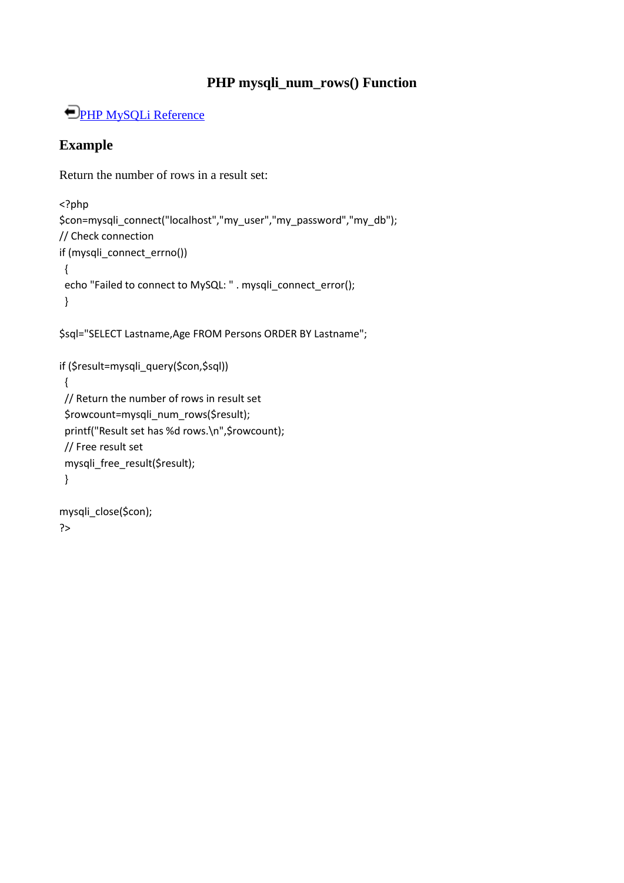# PHP mysqli_num_rows() Function

[PHP MySQLi Reference]

## Example

Return the number of rows in a result set:

```
<?php
$con=mysqli_connect("localhost","my_user","my_password","my_db");
// Check connection
if (mysqli_connect_errno())
  {
  echo "Failed to connect to MySQL: " . mysqli_connect_error();
  }

$sql="SELECT Lastname,Age FROM Persons ORDER BY Lastname";

if ($result=mysqli_query($con,$sql))
  {
  // Return the number of rows in result set
  $rowcount=mysqli_num_rows($result);
  printf("Result set has %d rows.\n",$rowcount);
  // Free result set
  mysqli_free_result($result);
  }

mysqli_close($con);
?>
```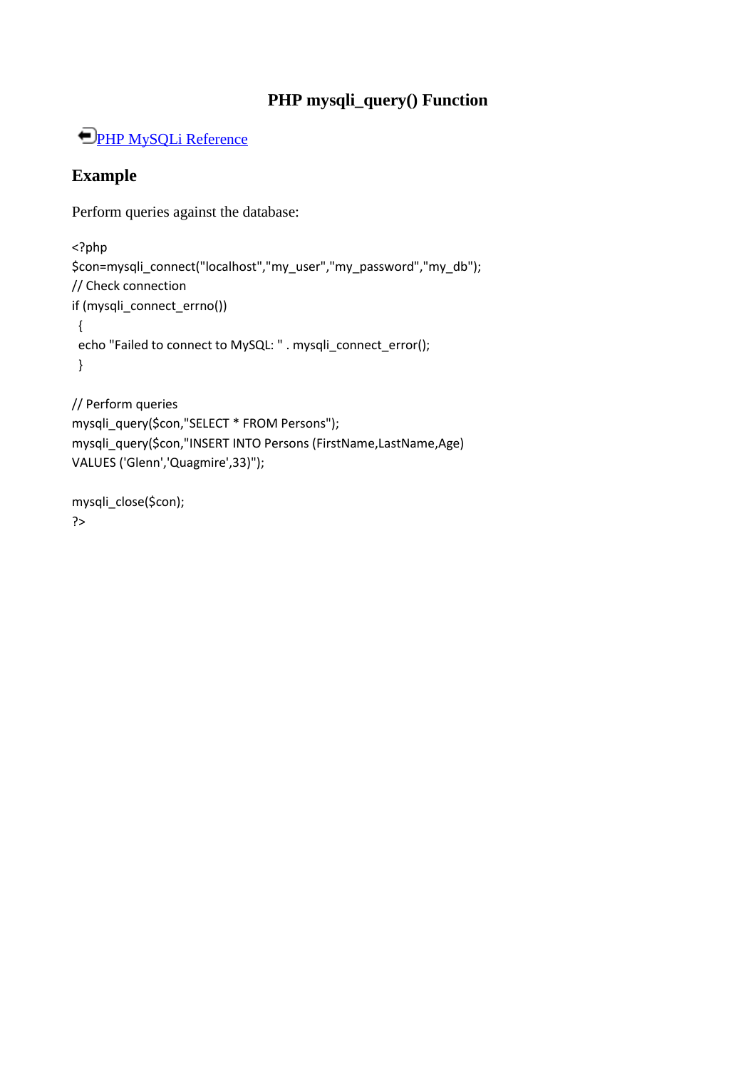# PHP mysqli_query() Function

[PHP MySQLi Reference]

## Example

Perform queries against the database:

```
<?php
$con=mysqli_connect("localhost","my_user","my_password","my_db");
// Check connection
if (mysqli_connect_errno())
  {
  echo "Failed to connect to MySQL: " . mysqli_connect_error();
  }

// Perform queries
mysqli_query($con,"SELECT * FROM Persons");
mysqli_query($con,"INSERT INTO Persons (FirstName,LastName,Age)
VALUES ('Glenn','Quagmire',33)");

mysqli_close($con);
?>
```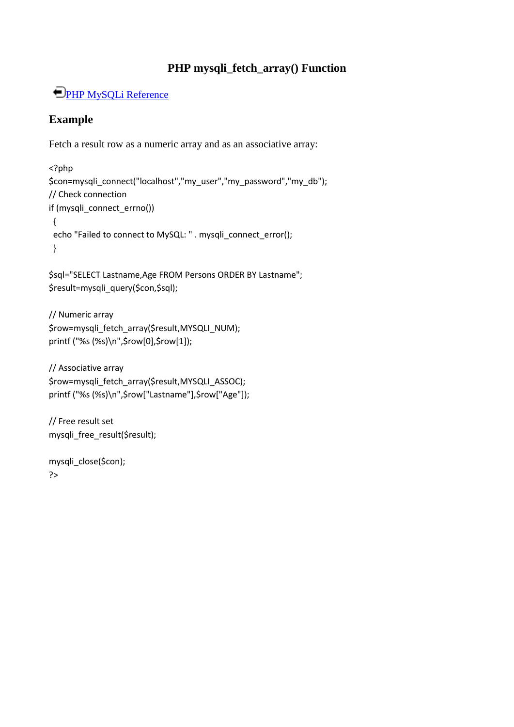# PHP mysqli_fetch_array() Function

[PHP MySQLi Reference]

## Example

Fetch a result row as a numeric array and as an associative array:

```
<?php
$con=mysqli_connect("localhost","my_user","my_password","my_db");
// Check connection
if (mysqli_connect_errno())
 {
 echo "Failed to connect to MySQL: " . mysqli_connect_error();
 }

$sql="SELECT Lastname,Age FROM Persons ORDER BY Lastname";
$result=mysqli_query($con,$sql);

// Numeric array
$row=mysqli_fetch_array($result,MYSQLI_NUM);
printf ("%s (%s)\n",$row[0],$row[1]);

// Associative array
$row=mysqli_fetch_array($result,MYSQLI_ASSOC);
printf ("%s (%s)\n",$row["Lastname"],$row["Age"]);

// Free result set
mysqli_free_result($result);

mysqli_close($con);
?>
```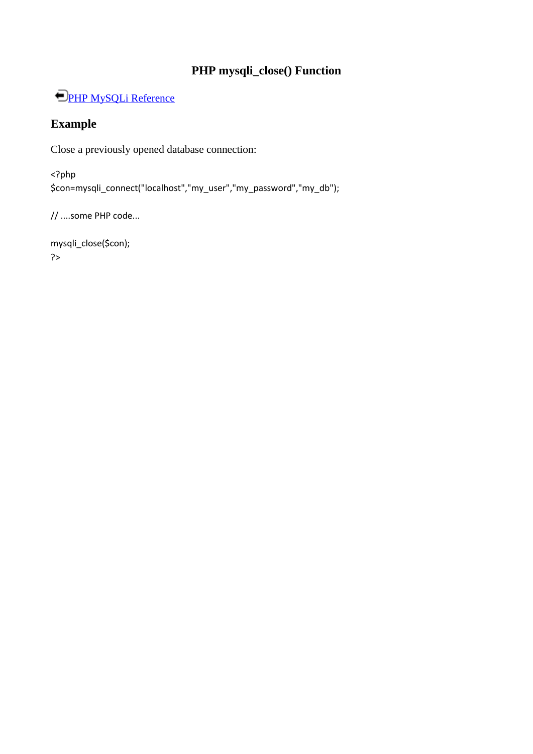# PHP mysqli_close() Function

PHP MySQLi Reference

## Example

Close a previously opened database connection:

```
<?php
$con=mysqli_connect("localhost","my_user","my_password","my_db");

// ....some PHP code...

mysqli_close($con);
?>
```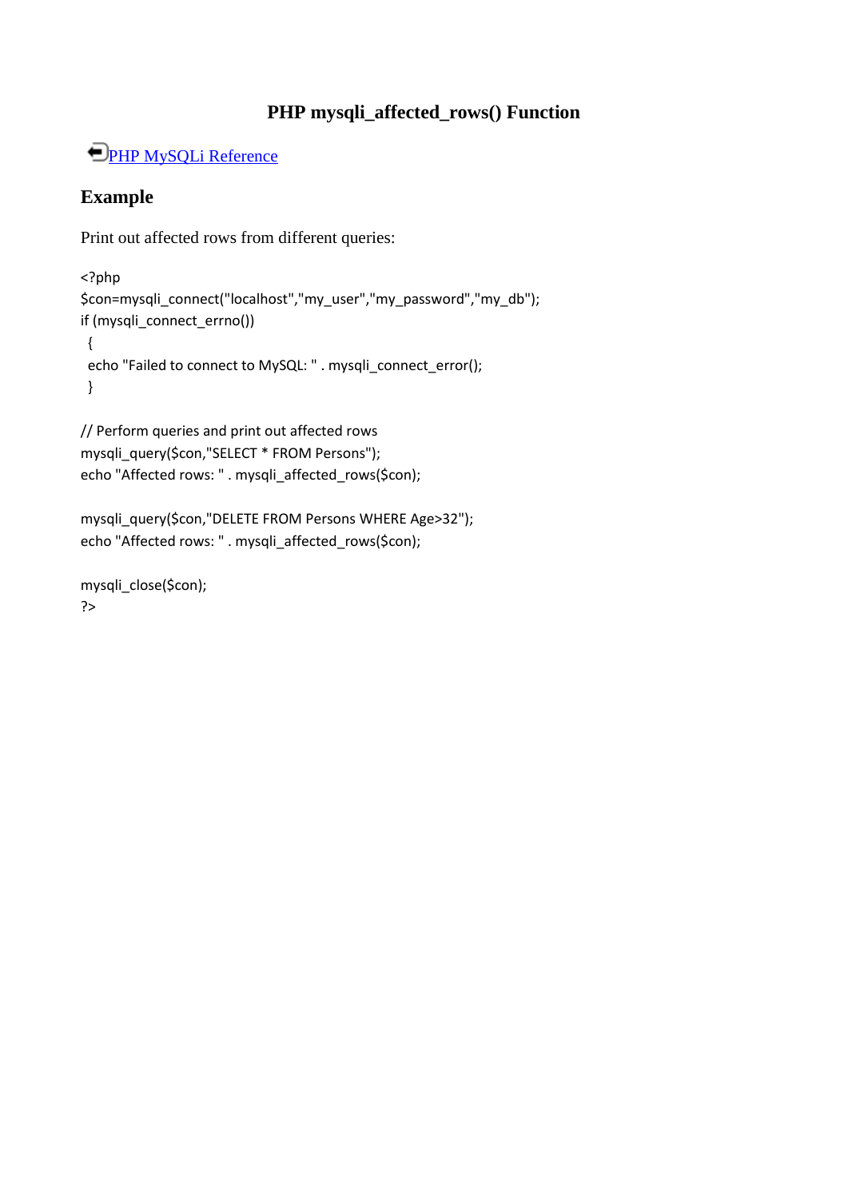# PHP mysqli_affected_rows() Function

PHP MySQLi Reference

## Example

Print out affected rows from different queries:

```
<?php
$con=mysqli_connect("localhost","my_user","my_password","my_db");
if (mysqli_connect_errno())
 {
 echo "Failed to connect to MySQL: " . mysqli_connect_error();
 }

// Perform queries and print out affected rows
mysqli_query($con,"SELECT * FROM Persons");
echo "Affected rows: " . mysqli_affected_rows($con);

mysqli_query($con,"DELETE FROM Persons WHERE Age>32");
echo "Affected rows: " . mysqli_affected_rows($con);

mysqli_close($con);
?>
```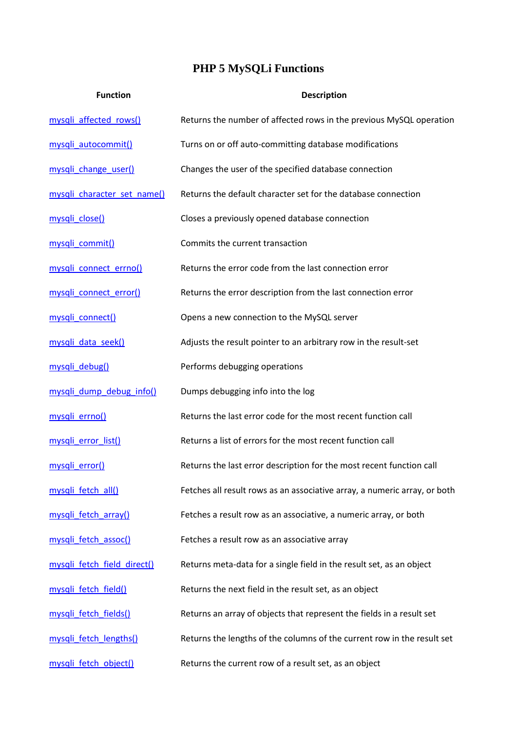# PHP 5 MySQLi Functions

| Function | Description |
| --- | --- |
| mysqli_affected_rows() | Returns the number of affected rows in the previous MySQL operation |
| mysqli_autocommit() | Turns on or off auto-committing database modifications |
| mysqli_change_user() | Changes the user of the specified database connection |
| mysqli_character_set_name() | Returns the default character set for the database connection |
| mysqli_close() | Closes a previously opened database connection |
| mysqli_commit() | Commits the current transaction |
| mysqli_connect_errno() | Returns the error code from the last connection error |
| mysqli_connect_error() | Returns the error description from the last connection error |
| mysqli_connect() | Opens a new connection to the MySQL server |
| mysqli_data_seek() | Adjusts the result pointer to an arbitrary row in the result-set |
| mysqli_debug() | Performs debugging operations |
| mysqli_dump_debug_info() | Dumps debugging info into the log |
| mysqli_errno() | Returns the last error code for the most recent function call |
| mysqli_error_list() | Returns a list of errors for the most recent function call |
| mysqli_error() | Returns the last error description for the most recent function call |
| mysqli_fetch_all() | Fetches all result rows as an associative array, a numeric array, or both |
| mysqli_fetch_array() | Fetches a result row as an associative, a numeric array, or both |
| mysqli_fetch_assoc() | Fetches a result row as an associative array |
| mysqli_fetch_field_direct() | Returns meta-data for a single field in the result set, as an object |
| mysqli_fetch_field() | Returns the next field in the result set, as an object |
| mysqli_fetch_fields() | Returns an array of objects that represent the fields in a result set |
| mysqli_fetch_lengths() | Returns the lengths of the columns of the current row in the result set |
| mysqli_fetch_object() | Returns the current row of a result set, as an object |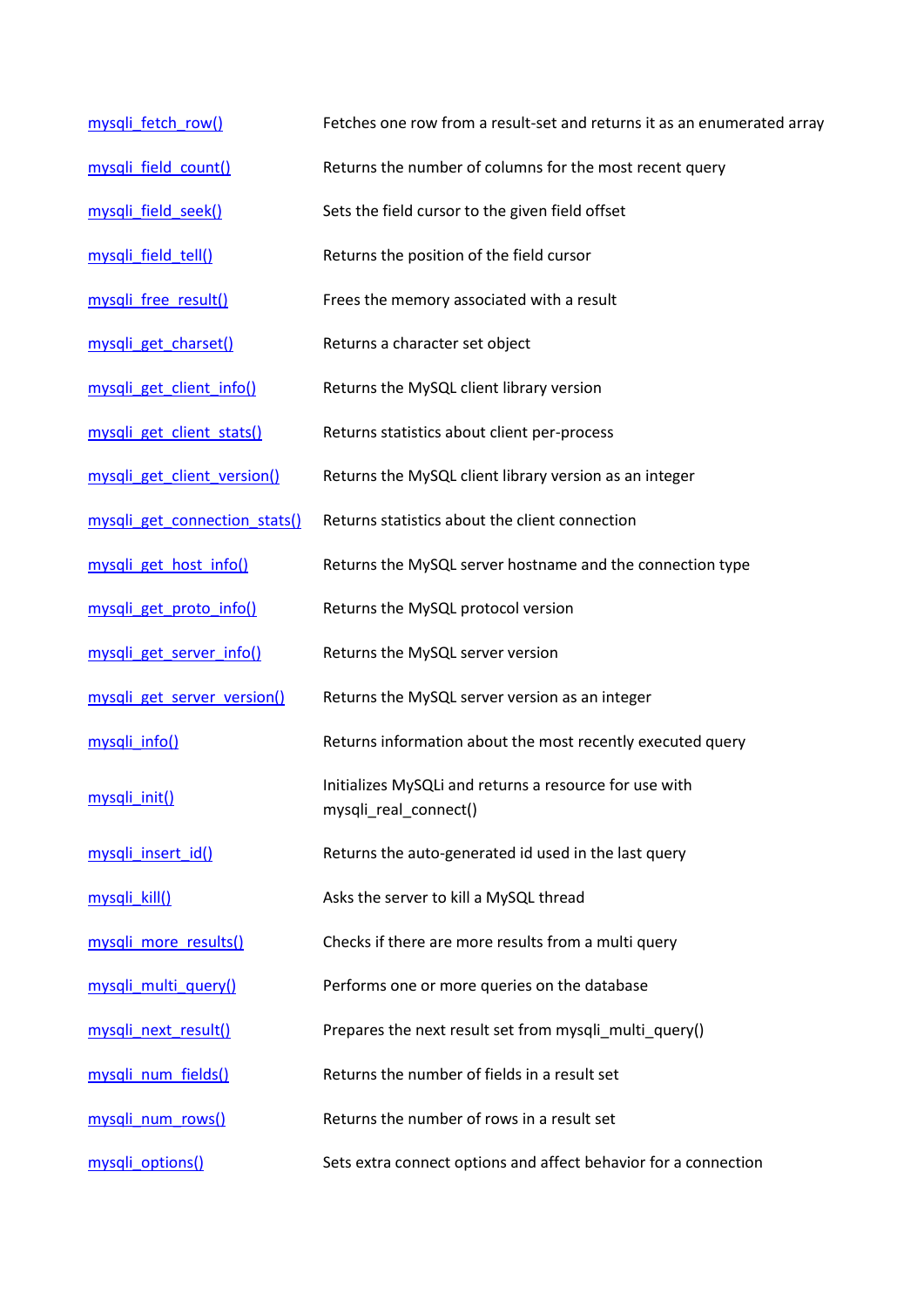| | |
|---|---|
| mysqli_fetch_row() | Fetches one row from a result-set and returns it as an enumerated array |
| mysqli_field_count() | Returns the number of columns for the most recent query |
| mysqli_field_seek() | Sets the field cursor to the given field offset |
| mysqli_field_tell() | Returns the position of the field cursor |
| mysqli_free_result() | Frees the memory associated with a result |
| mysqli_get_charset() | Returns a character set object |
| mysqli_get_client_info() | Returns the MySQL client library version |
| mysqli_get_client_stats() | Returns statistics about client per-process |
| mysqli_get_client_version() | Returns the MySQL client library version as an integer |
| mysqli_get_connection_stats() | Returns statistics about the client connection |
| mysqli_get_host_info() | Returns the MySQL server hostname and the connection type |
| mysqli_get_proto_info() | Returns the MySQL protocol version |
| mysqli_get_server_info() | Returns the MySQL server version |
| mysqli_get_server_version() | Returns the MySQL server version as an integer |
| mysqli_info() | Returns information about the most recently executed query |
| mysqli_init() | Initializes MySQLi and returns a resource for use with mysqli_real_connect() |
| mysqli_insert_id() | Returns the auto-generated id used in the last query |
| mysqli_kill() | Asks the server to kill a MySQL thread |
| mysqli_more_results() | Checks if there are more results from a multi query |
| mysqli_multi_query() | Performs one or more queries on the database |
| mysqli_next_result() | Prepares the next result set from mysqli_multi_query() |
| mysqli_num_fields() | Returns the number of fields in a result set |
| mysqli_num_rows() | Returns the number of rows in a result set |
| mysqli_options() | Sets extra connect options and affect behavior for a connection |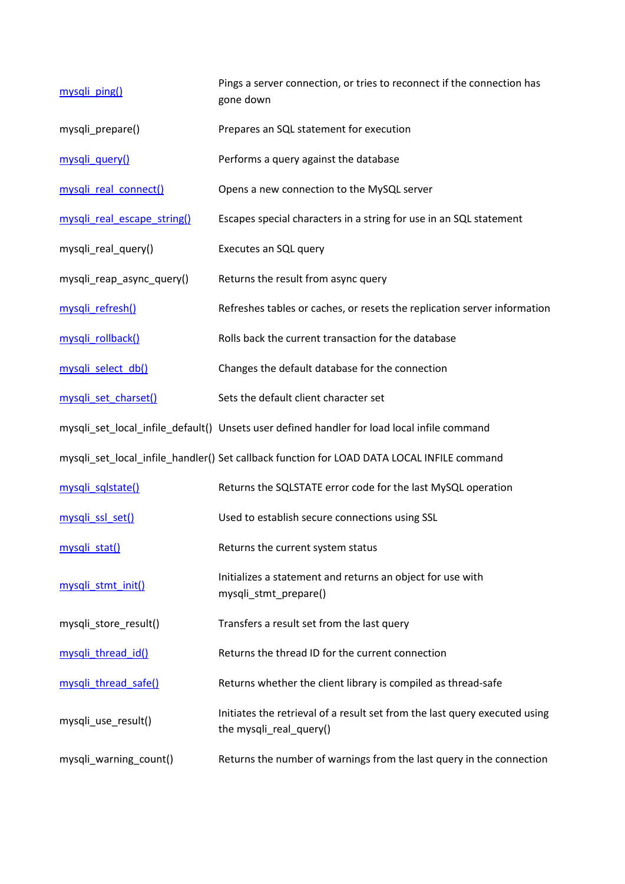| | |
|---|---|
| mysqli_ping() | Pings a server connection, or tries to reconnect if the connection has gone down |
| mysqli_prepare() | Prepares an SQL statement for execution |
| mysqli_query() | Performs a query against the database |
| mysqli_real_connect() | Opens a new connection to the MySQL server |
| mysqli_real_escape_string() | Escapes special characters in a string for use in an SQL statement |
| mysqli_real_query() | Executes an SQL query |
| mysqli_reap_async_query() | Returns the result from async query |
| mysqli_refresh() | Refreshes tables or caches, or resets the replication server information |
| mysqli_rollback() | Rolls back the current transaction for the database |
| mysqli_select_db() | Changes the default database for the connection |
| mysqli_set_charset() | Sets the default client character set |
| mysqli_set_local_infile_default() | Unsets user defined handler for load local infile command |
| mysqli_set_local_infile_handler() | Set callback function for LOAD DATA LOCAL INFILE command |
| mysqli_sqlstate() | Returns the SQLSTATE error code for the last MySQL operation |
| mysqli_ssl_set() | Used to establish secure connections using SSL |
| mysqli_stat() | Returns the current system status |
| mysqli_stmt_init() | Initializes a statement and returns an object for use with mysqli_stmt_prepare() |
| mysqli_store_result() | Transfers a result set from the last query |
| mysqli_thread_id() | Returns the thread ID for the current connection |
| mysqli_thread_safe() | Returns whether the client library is compiled as thread-safe |
| mysqli_use_result() | Initiates the retrieval of a result set from the last query executed using the mysqli_real_query() |
| mysqli_warning_count() | Returns the number of warnings from the last query in the connection |